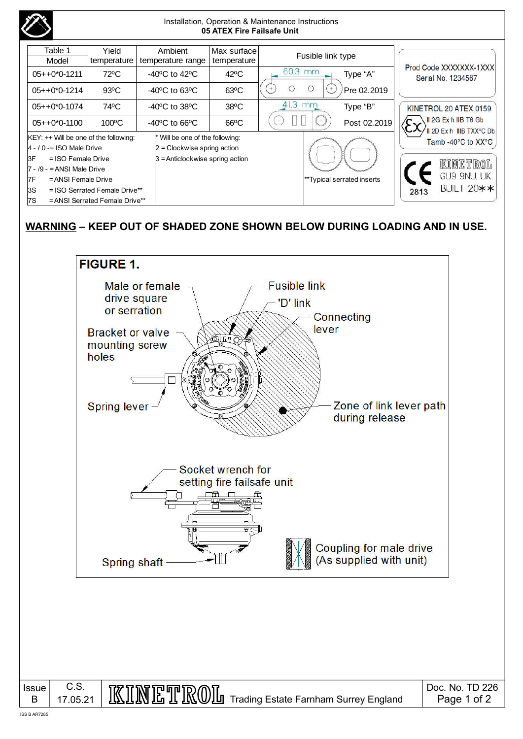## Installation, Operation & Maintenance Instructions
**05 ATEX Fire Failsafe Unit**

| Table 1 Model | Yield temperature | Ambient temperature range | Max surface temperature | Fusible link type | |
|---|---|---|---|---|---|
| 05++0*0-1211 | 72ºC | -40ºC to 42ºC | 42ºC | 60.3 mm | Type "A" |
| 05++0*0-1214 | 93ºC | -40ºC to 63ºC | 63ºC | | Pre 02.2019 |
| 05++0*0-1074 | 74ºC | -40ºC to 38ºC | 38ºC | 41.3 mm | Type "B" |
| 05++0*0-1100 | 100ºC | -40ºC to 66ºC | 66ºC | | Post 02.2019 |

KEY: ++ Will be one of the following:
- 4 - / 0 - = ISO Male Drive
- 3F = ISO Female Drive
- 7 - /9 - = ANSI Male Drive
- 7F = ANSI Female Drive
- 3S = ISO Serrated Female Drive**
- 7S = ANSI Serrated Female Drive**

\* Will be one of the following:
- 2 = Clockwise spring action
- 3 = Anticlockwise spring action

**Typical serrated inserts

Prod Code XXXXXXX-1XXX
Serial No. 1234567

KINETROL 20 ATEX 0159
II 2G Ex h IIB T6 Gb
II 2D Ex h IIIB TXX°C Db
Tamb -40°C to XX°C

CE 2813
KINETROL
GU9 9NU, UK
BUILT 20**

**WARNING – KEEP OUT OF SHADED ZONE SHOWN BELOW DURING LOADING AND IN USE.**

**FIGURE 1.**

Male or female drive square or serration; Fusible link; 'D' link; Connecting lever; Bracket or valve mounting screw holes; Spring lever; Zone of link lever path during release; Socket wrench for setting fire failsafe unit; Coupling for male drive (As supplied with unit); Spring shaft

| Issue B | C.S. 17.05.21 | KINETROL Trading Estate Farnham Surrey England | Doc. No. TD 226 |
|---|---|---|---|

ISS B AR7285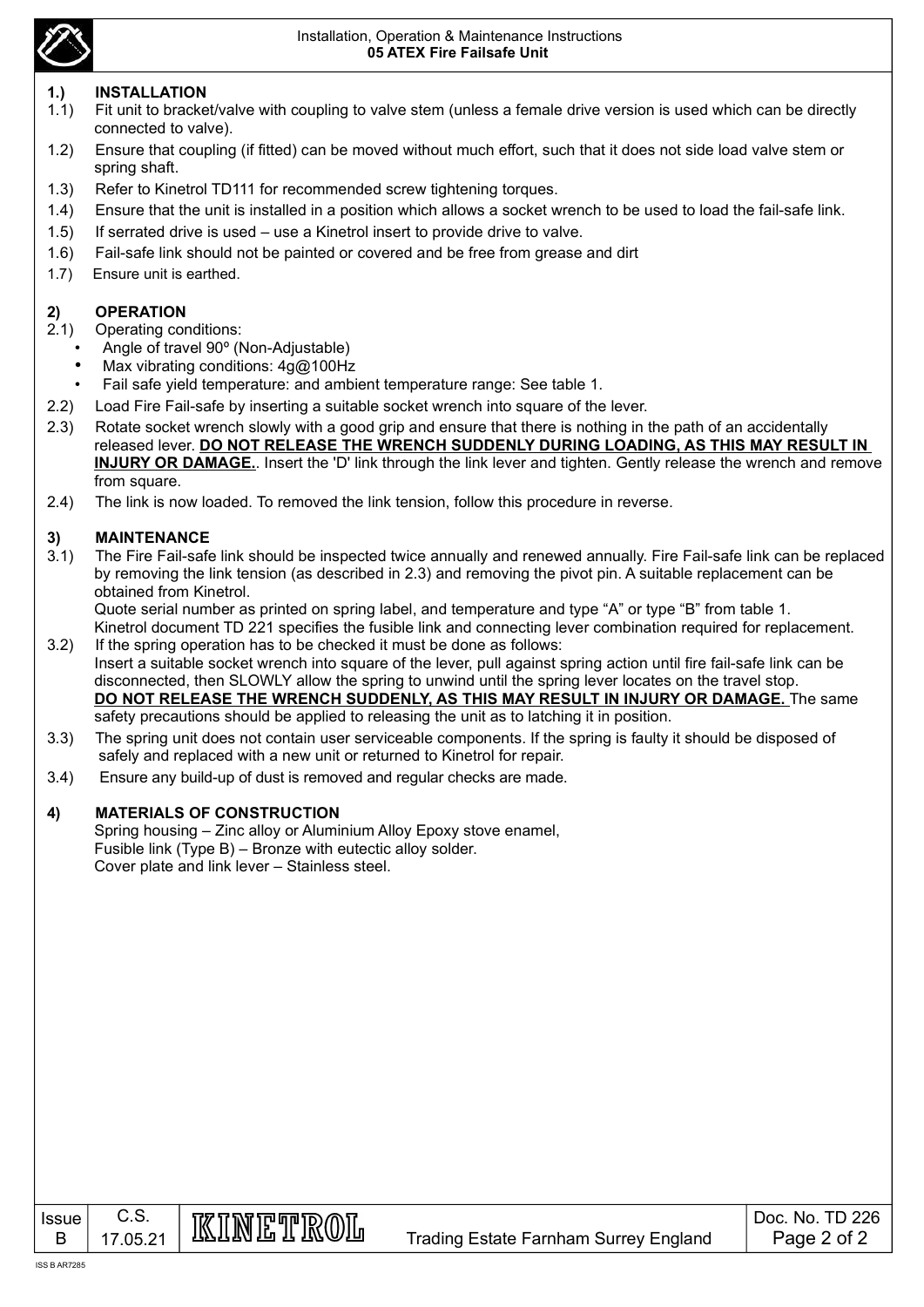## 1.) INSTALLATION

1.1) Fit unit to bracket/valve with coupling to valve stem (unless a female drive version is used which can be directly connected to valve).

1.2) Ensure that coupling (if fitted) can be moved without much effort, such that it does not side load valve stem or spring shaft.

1.3) Refer to Kinetrol TD111 for recommended screw tightening torques.

1.4) Ensure that the unit is installed in a position which allows a socket wrench to be used to load the fail-safe link.

1.5) If serrated drive is used – use a Kinetrol insert to provide drive to valve.

1.6) Fail-safe link should not be painted or covered and be free from grease and dirt

1.7) Ensure unit is earthed.

## 2) OPERATION

2.1) Operating conditions:

- Angle of travel 90º (Non-Adjustable)
- Max vibrating conditions: 4g@100Hz
- Fail safe yield temperature: and ambient temperature range: See table 1.

2.2) Load Fire Fail-safe by inserting a suitable socket wrench into square of the lever.

2.3) Rotate socket wrench slowly with a good grip and ensure that there is nothing in the path of an accidentally released lever. **DO NOT RELEASE THE WRENCH SUDDENLY DURING LOADING, AS THIS MAY RESULT IN INJURY OR DAMAGE.**. Insert the 'D' link through the link lever and tighten. Gently release the wrench and remove from square.

2.4) The link is now loaded. To removed the link tension, follow this procedure in reverse.

## 3) MAINTENANCE

3.1) The Fire Fail-safe link should be inspected twice annually and renewed annually. Fire Fail-safe link can be replaced by removing the link tension (as described in 2.3) and removing the pivot pin. A suitable replacement can be obtained from Kinetrol.
Quote serial number as printed on spring label, and temperature and type “A” or type “B” from table 1.
Kinetrol document TD 221 specifies the fusible link and connecting lever combination required for replacement.

3.2) If the spring operation has to be checked it must be done as follows:
Insert a suitable socket wrench into square of the lever, pull against spring action until fire fail-safe link can be disconnected, then SLOWLY allow the spring to unwind until the spring lever locates on the travel stop.
**DO NOT RELEASE THE WRENCH SUDDENLY, AS THIS MAY RESULT IN INJURY OR DAMAGE.** The same safety precautions should be applied to releasing the unit as to latching it in position.

3.3) The spring unit does not contain user serviceable components. If the spring is faulty it should be disposed of safely and replaced with a new unit or returned to Kinetrol for repair.

3.4) Ensure any build-up of dust is removed and regular checks are made.

## 4) MATERIALS OF CONSTRUCTION

Spring housing – Zinc alloy or Aluminium Alloy Epoxy stove enamel,
Fusible link (Type B) – Bronze with eutectic alloy solder.
Cover plate and link lever – Stainless steel.